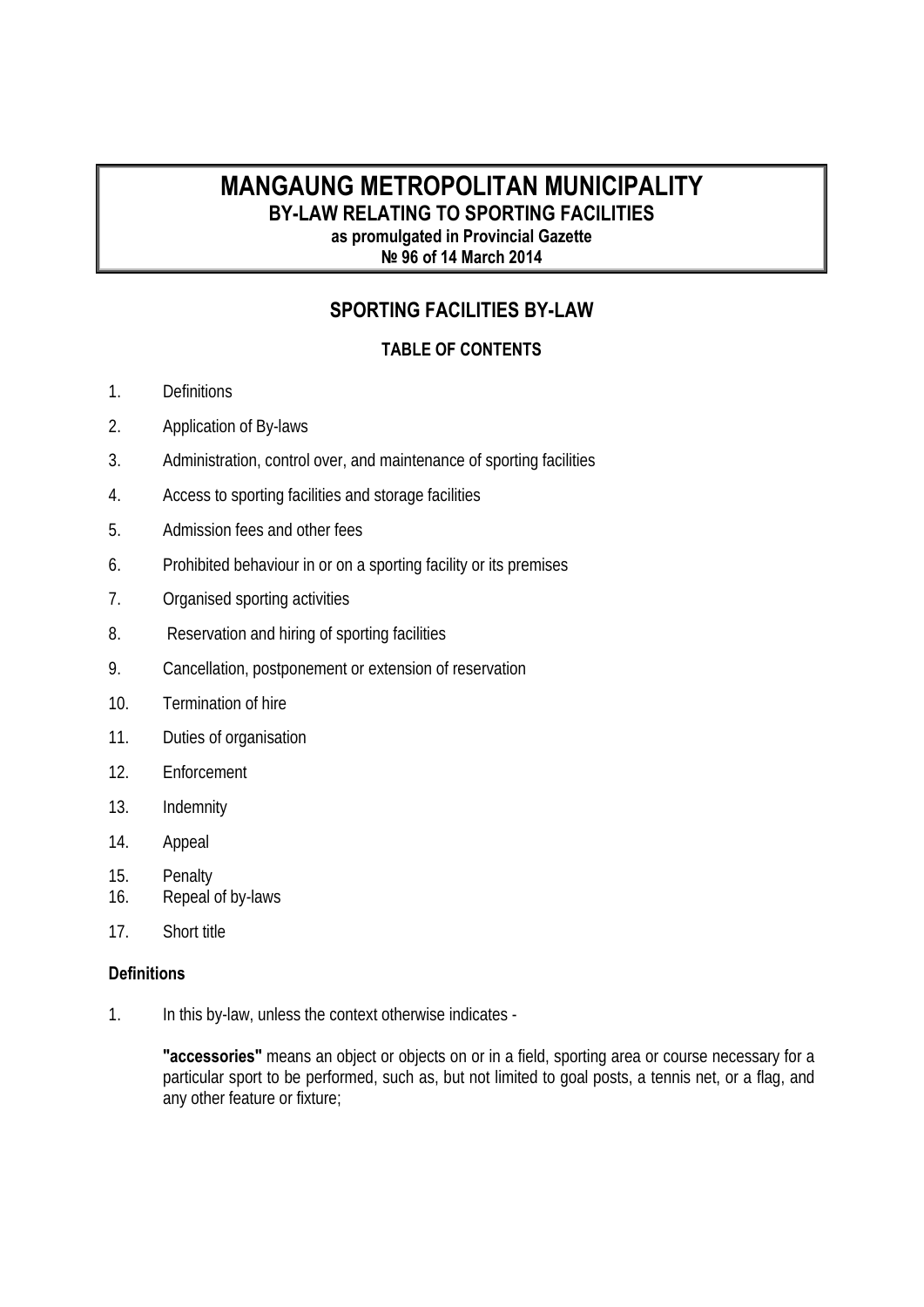# MANGAUNG METROPOLITAN MUNICIPALITY

## BY-LAW RELATING TO SPORTING FACILITIES

**as promulgated in Provincial Gazette**
**№ 96 of 14 March 2014**

## SPORTING FACILITIES BY-LAW

### TABLE OF CONTENTS

1. Definitions
2. Application of By-laws
3. Administration, control over, and maintenance of sporting facilities
4. Access to sporting facilities and storage facilities
5. Admission fees and other fees
6. Prohibited behaviour in or on a sporting facility or its premises
7. Organised sporting activities
8. Reservation and hiring of sporting facilities
9. Cancellation, postponement or extension of reservation
10. Termination of hire
11. Duties of organisation
12. Enforcement
13. Indemnity
14. Appeal
15. Penalty
16. Repeal of by-laws
17. Short title

**Definitions**

1. In this by-law, unless the context otherwise indicates -

   **"accessories"** means an object or objects on or in a field, sporting area or course necessary for a particular sport to be performed, such as, but not limited to goal posts, a tennis net, or a flag, and any other feature or fixture;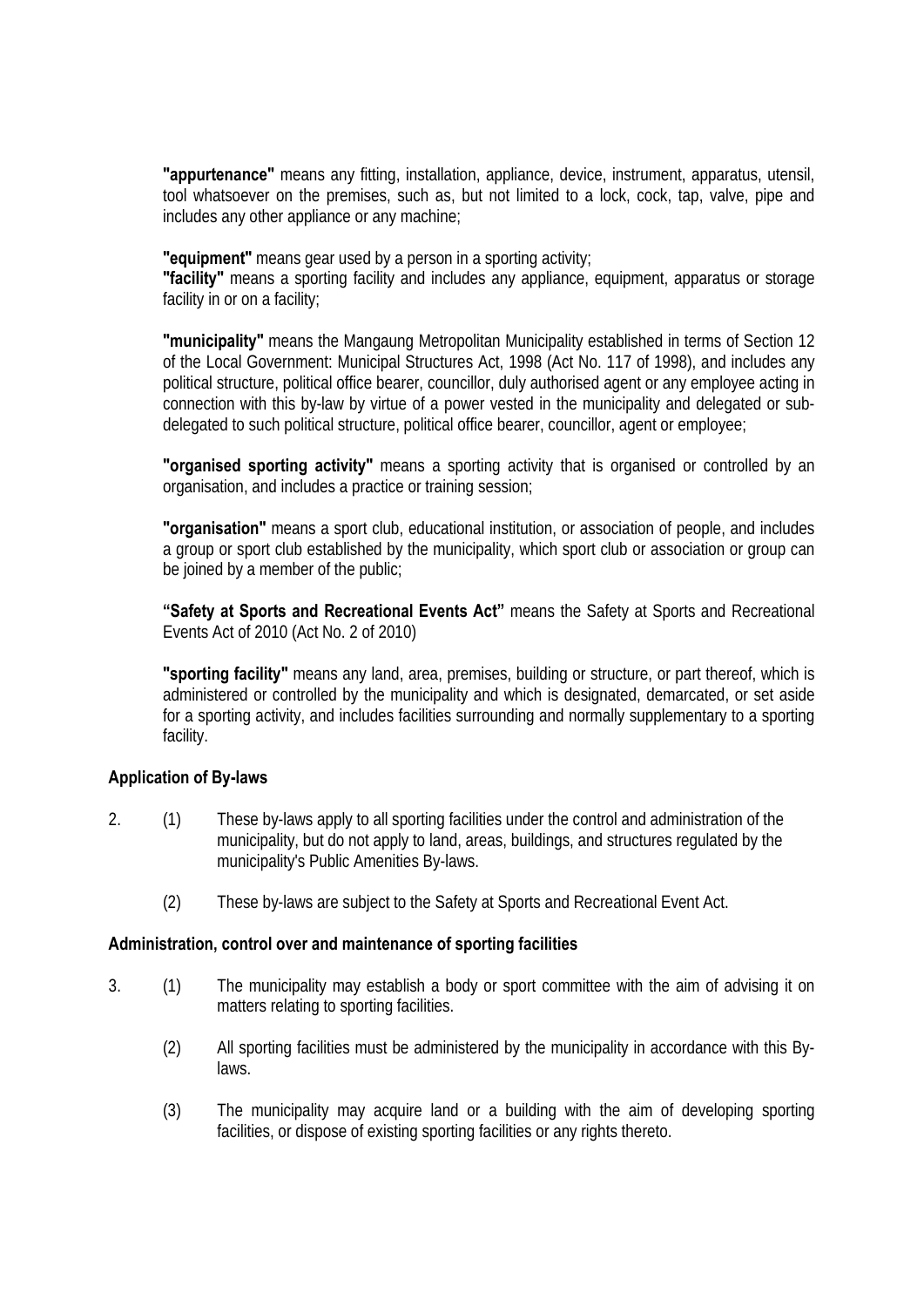**"appurtenance"** means any fitting, installation, appliance, device, instrument, apparatus, utensil, tool whatsoever on the premises, such as, but not limited to a lock, cock, tap, valve, pipe and includes any other appliance or any machine;

**"equipment"** means gear used by a person in a sporting activity;

**"facility"** means a sporting facility and includes any appliance, equipment, apparatus or storage facility in or on a facility;

**"municipality"** means the Mangaung Metropolitan Municipality established in terms of Section 12 of the Local Government: Municipal Structures Act, 1998 (Act No. 117 of 1998), and includes any political structure, political office bearer, councillor, duly authorised agent or any employee acting in connection with this by-law by virtue of a power vested in the municipality and delegated or sub-delegated to such political structure, political office bearer, councillor, agent or employee;

**"organised sporting activity"** means a sporting activity that is organised or controlled by an organisation, and includes a practice or training session;

**"organisation"** means a sport club, educational institution, or association of people, and includes a group or sport club established by the municipality, which sport club or association or group can be joined by a member of the public;

**"Safety at Sports and Recreational Events Act"** means the Safety at Sports and Recreational Events Act of 2010 (Act No. 2 of 2010)

**"sporting facility"** means any land, area, premises, building or structure, or part thereof, which is administered or controlled by the municipality and which is designated, demarcated, or set aside for a sporting activity, and includes facilities surrounding and normally supplementary to a sporting facility.

### Application of By-laws

2. (1) These by-laws apply to all sporting facilities under the control and administration of the municipality, but do not apply to land, areas, buildings, and structures regulated by the municipality's Public Amenities By-laws.

   (2) These by-laws are subject to the Safety at Sports and Recreational Event Act.

### Administration, control over and maintenance of sporting facilities

3. (1) The municipality may establish a body or sport committee with the aim of advising it on matters relating to sporting facilities.

   (2) All sporting facilities must be administered by the municipality in accordance with this By-laws.

   (3) The municipality may acquire land or a building with the aim of developing sporting facilities, or dispose of existing sporting facilities or any rights thereto.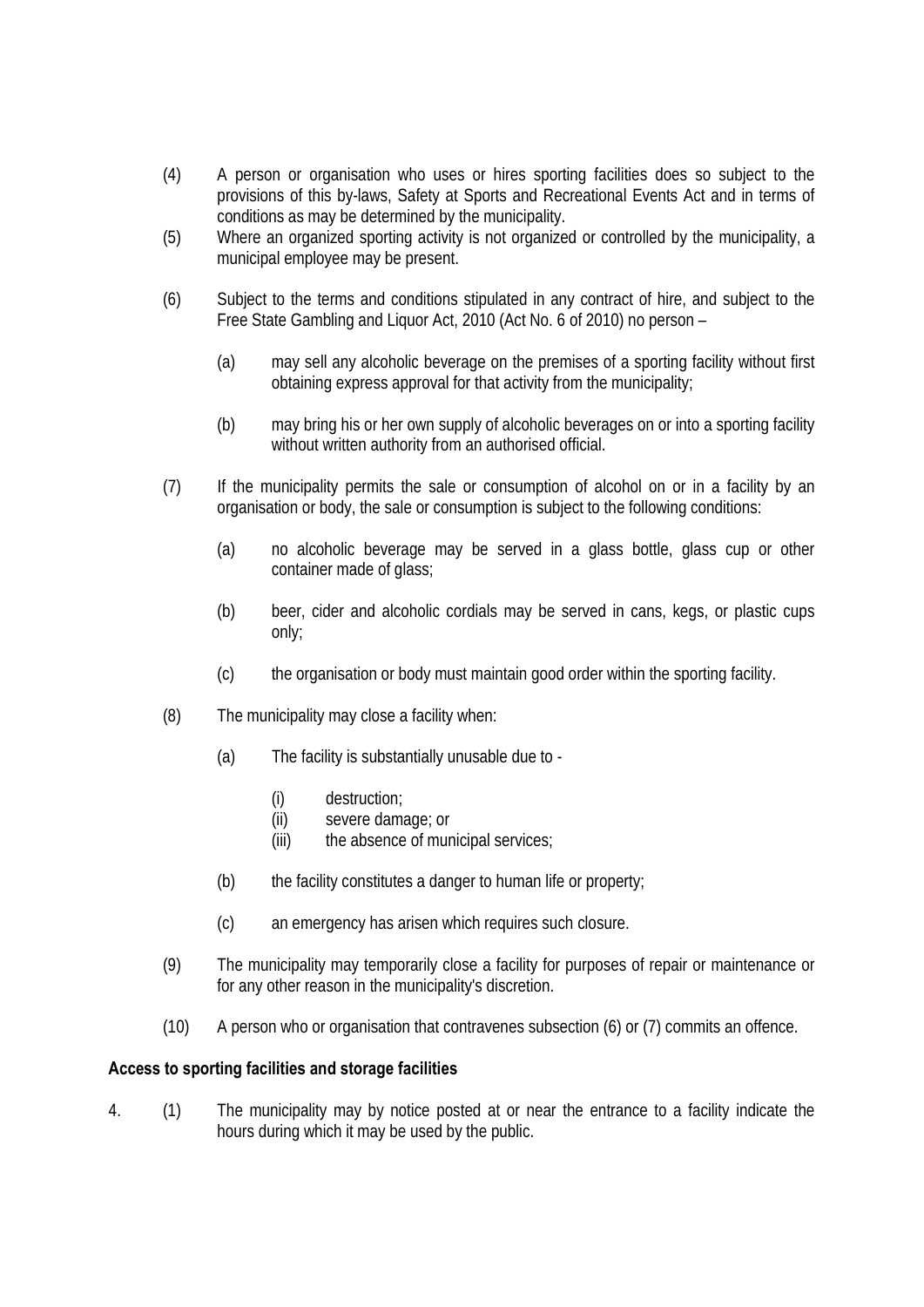(4) A person or organisation who uses or hires sporting facilities does so subject to the provisions of this by-laws, Safety at Sports and Recreational Events Act and in terms of conditions as may be determined by the municipality.

(5) Where an organized sporting activity is not organized or controlled by the municipality, a municipal employee may be present.

(6) Subject to the terms and conditions stipulated in any contract of hire, and subject to the Free State Gambling and Liquor Act, 2010 (Act No. 6 of 2010) no person –

(a) may sell any alcoholic beverage on the premises of a sporting facility without first obtaining express approval for that activity from the municipality;

(b) may bring his or her own supply of alcoholic beverages on or into a sporting facility without written authority from an authorised official.

(7) If the municipality permits the sale or consumption of alcohol on or in a facility by an organisation or body, the sale or consumption is subject to the following conditions:

(a) no alcoholic beverage may be served in a glass bottle, glass cup or other container made of glass;

(b) beer, cider and alcoholic cordials may be served in cans, kegs, or plastic cups only;

(c) the organisation or body must maintain good order within the sporting facility.

(8) The municipality may close a facility when:

(a) The facility is substantially unusable due to -

(i) destruction;
(ii) severe damage; or
(iii) the absence of municipal services;

(b) the facility constitutes a danger to human life or property;

(c) an emergency has arisen which requires such closure.

(9) The municipality may temporarily close a facility for purposes of repair or maintenance or for any other reason in the municipality's discretion.

(10) A person who or organisation that contravenes subsection (6) or (7) commits an offence.

**Access to sporting facilities and storage facilities**

4. (1) The municipality may by notice posted at or near the entrance to a facility indicate the hours during which it may be used by the public.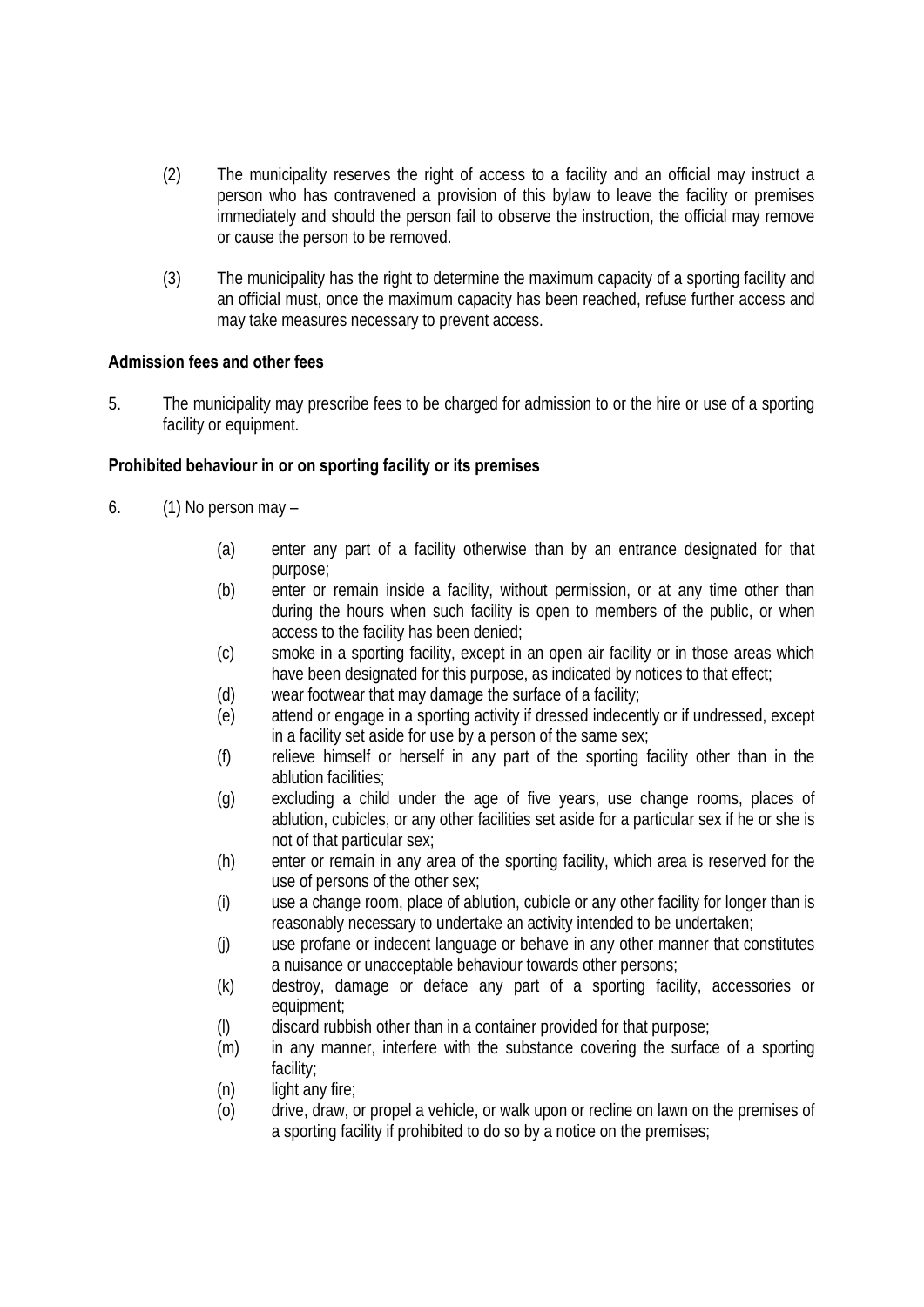(2) The municipality reserves the right of access to a facility and an official may instruct a person who has contravened a provision of this bylaw to leave the facility or premises immediately and should the person fail to observe the instruction, the official may remove or cause the person to be removed.

(3) The municipality has the right to determine the maximum capacity of a sporting facility and an official must, once the maximum capacity has been reached, refuse further access and may take measures necessary to prevent access.

**Admission fees and other fees**

5. The municipality may prescribe fees to be charged for admission to or the hire or use of a sporting facility or equipment.

**Prohibited behaviour in or on sporting facility or its premises**

6. (1) No person may –

(a) enter any part of a facility otherwise than by an entrance designated for that purpose;

(b) enter or remain inside a facility, without permission, or at any time other than during the hours when such facility is open to members of the public, or when access to the facility has been denied;

(c) smoke in a sporting facility, except in an open air facility or in those areas which have been designated for this purpose, as indicated by notices to that effect;

(d) wear footwear that may damage the surface of a facility;

(e) attend or engage in a sporting activity if dressed indecently or if undressed, except in a facility set aside for use by a person of the same sex;

(f) relieve himself or herself in any part of the sporting facility other than in the ablution facilities;

(g) excluding a child under the age of five years, use change rooms, places of ablution, cubicles, or any other facilities set aside for a particular sex if he or she is not of that particular sex;

(h) enter or remain in any area of the sporting facility, which area is reserved for the use of persons of the other sex;

(i) use a change room, place of ablution, cubicle or any other facility for longer than is reasonably necessary to undertake an activity intended to be undertaken;

(j) use profane or indecent language or behave in any other manner that constitutes a nuisance or unacceptable behaviour towards other persons;

(k) destroy, damage or deface any part of a sporting facility, accessories or equipment;

(l) discard rubbish other than in a container provided for that purpose;

(m) in any manner, interfere with the substance covering the surface of a sporting facility;

(n) light any fire;

(o) drive, draw, or propel a vehicle, or walk upon or recline on lawn on the premises of a sporting facility if prohibited to do so by a notice on the premises;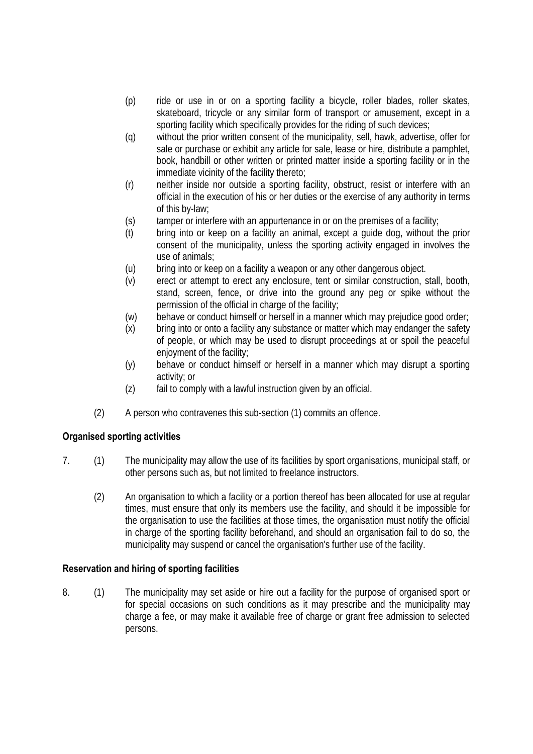(p) ride or use in or on a sporting facility a bicycle, roller blades, roller skates, skateboard, tricycle or any similar form of transport or amusement, except in a sporting facility which specifically provides for the riding of such devices;

(q) without the prior written consent of the municipality, sell, hawk, advertise, offer for sale or purchase or exhibit any article for sale, lease or hire, distribute a pamphlet, book, handbill or other written or printed matter inside a sporting facility or in the immediate vicinity of the facility thereto;

(r) neither inside nor outside a sporting facility, obstruct, resist or interfere with an official in the execution of his or her duties or the exercise of any authority in terms of this by-law;

(s) tamper or interfere with an appurtenance in or on the premises of a facility;

(t) bring into or keep on a facility an animal, except a guide dog, without the prior consent of the municipality, unless the sporting activity engaged in involves the use of animals;

(u) bring into or keep on a facility a weapon or any other dangerous object.

(v) erect or attempt to erect any enclosure, tent or similar construction, stall, booth, stand, screen, fence, or drive into the ground any peg or spike without the permission of the official in charge of the facility;

(w) behave or conduct himself or herself in a manner which may prejudice good order;

(x) bring into or onto a facility any substance or matter which may endanger the safety of people, or which may be used to disrupt proceedings at or spoil the peaceful enjoyment of the facility;

(y) behave or conduct himself or herself in a manner which may disrupt a sporting activity; or

(z) fail to comply with a lawful instruction given by an official.

(2) A person who contravenes this sub-section (1) commits an offence.

**Organised sporting activities**

7. (1) The municipality may allow the use of its facilities by sport organisations, municipal staff, or other persons such as, but not limited to freelance instructors.

(2) An organisation to which a facility or a portion thereof has been allocated for use at regular times, must ensure that only its members use the facility, and should it be impossible for the organisation to use the facilities at those times, the organisation must notify the official in charge of the sporting facility beforehand, and should an organisation fail to do so, the municipality may suspend or cancel the organisation's further use of the facility.

**Reservation and hiring of sporting facilities**

8. (1) The municipality may set aside or hire out a facility for the purpose of organised sport or for special occasions on such conditions as it may prescribe and the municipality may charge a fee, or may make it available free of charge or grant free admission to selected persons.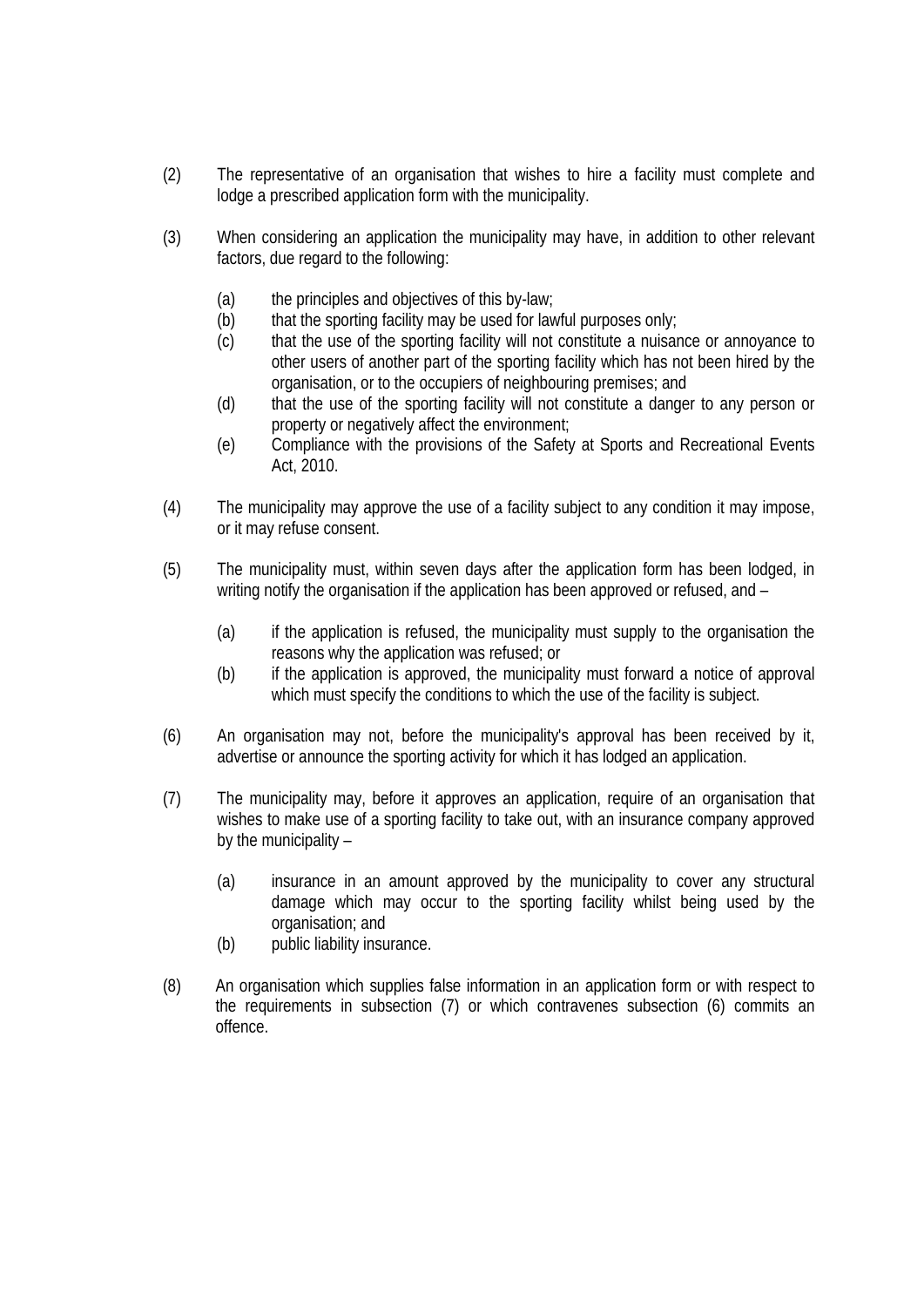(2) The representative of an organisation that wishes to hire a facility must complete and lodge a prescribed application form with the municipality.

(3) When considering an application the municipality may have, in addition to other relevant factors, due regard to the following:

   (a) the principles and objectives of this by-law;
   (b) that the sporting facility may be used for lawful purposes only;
   (c) that the use of the sporting facility will not constitute a nuisance or annoyance to other users of another part of the sporting facility which has not been hired by the organisation, or to the occupiers of neighbouring premises; and
   (d) that the use of the sporting facility will not constitute a danger to any person or property or negatively affect the environment;
   (e) Compliance with the provisions of the Safety at Sports and Recreational Events Act, 2010.

(4) The municipality may approve the use of a facility subject to any condition it may impose, or it may refuse consent.

(5) The municipality must, within seven days after the application form has been lodged, in writing notify the organisation if the application has been approved or refused, and –

   (a) if the application is refused, the municipality must supply to the organisation the reasons why the application was refused; or
   (b) if the application is approved, the municipality must forward a notice of approval which must specify the conditions to which the use of the facility is subject.

(6) An organisation may not, before the municipality's approval has been received by it, advertise or announce the sporting activity for which it has lodged an application.

(7) The municipality may, before it approves an application, require of an organisation that wishes to make use of a sporting facility to take out, with an insurance company approved by the municipality –

   (a) insurance in an amount approved by the municipality to cover any structural damage which may occur to the sporting facility whilst being used by the organisation; and
   (b) public liability insurance.

(8) An organisation which supplies false information in an application form or with respect to the requirements in subsection (7) or which contravenes subsection (6) commits an offence.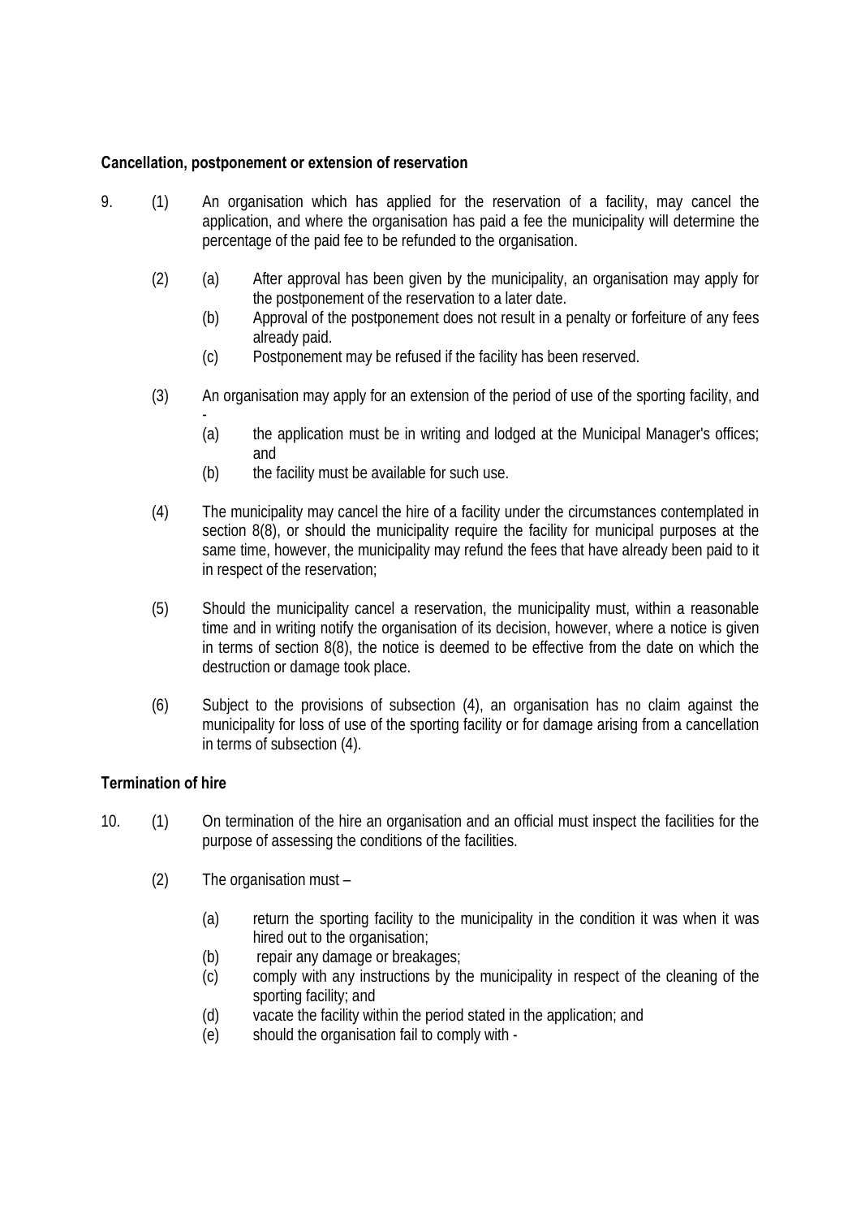**Cancellation, postponement or extension of reservation**

9. (1) An organisation which has applied for the reservation of a facility, may cancel the application, and where the organisation has paid a fee the municipality will determine the percentage of the paid fee to be refunded to the organisation.

(2) (a) After approval has been given by the municipality, an organisation may apply for the postponement of the reservation to a later date.

(b) Approval of the postponement does not result in a penalty or forfeiture of any fees already paid.

(c) Postponement may be refused if the facility has been reserved.

(3) An organisation may apply for an extension of the period of use of the sporting facility, and -

(a) the application must be in writing and lodged at the Municipal Manager's offices; and

(b) the facility must be available for such use.

(4) The municipality may cancel the hire of a facility under the circumstances contemplated in section 8(8), or should the municipality require the facility for municipal purposes at the same time, however, the municipality may refund the fees that have already been paid to it in respect of the reservation;

(5) Should the municipality cancel a reservation, the municipality must, within a reasonable time and in writing notify the organisation of its decision, however, where a notice is given in terms of section 8(8), the notice is deemed to be effective from the date on which the destruction or damage took place.

(6) Subject to the provisions of subsection (4), an organisation has no claim against the municipality for loss of use of the sporting facility or for damage arising from a cancellation in terms of subsection (4).

**Termination of hire**

10. (1) On termination of the hire an organisation and an official must inspect the facilities for the purpose of assessing the conditions of the facilities.

(2) The organisation must –

(a) return the sporting facility to the municipality in the condition it was when it was hired out to the organisation;

(b) repair any damage or breakages;

(c) comply with any instructions by the municipality in respect of the cleaning of the sporting facility; and

(d) vacate the facility within the period stated in the application; and

(e) should the organisation fail to comply with -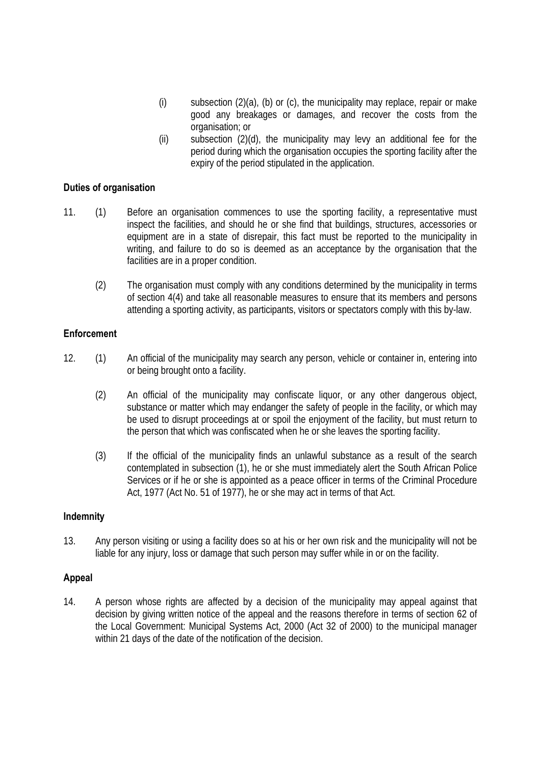(i) subsection (2)(a), (b) or (c), the municipality may replace, repair or make good any breakages or damages, and recover the costs from the organisation; or

(ii) subsection (2)(d), the municipality may levy an additional fee for the period during which the organisation occupies the sporting facility after the expiry of the period stipulated in the application.

**Duties of organisation**

11. (1) Before an organisation commences to use the sporting facility, a representative must inspect the facilities, and should he or she find that buildings, structures, accessories or equipment are in a state of disrepair, this fact must be reported to the municipality in writing, and failure to do so is deemed as an acceptance by the organisation that the facilities are in a proper condition.

(2) The organisation must comply with any conditions determined by the municipality in terms of section 4(4) and take all reasonable measures to ensure that its members and persons attending a sporting activity, as participants, visitors or spectators comply with this by-law.

**Enforcement**

12. (1) An official of the municipality may search any person, vehicle or container in, entering into or being brought onto a facility.

(2) An official of the municipality may confiscate liquor, or any other dangerous object, substance or matter which may endanger the safety of people in the facility, or which may be used to disrupt proceedings at or spoil the enjoyment of the facility, but must return to the person that which was confiscated when he or she leaves the sporting facility.

(3) If the official of the municipality finds an unlawful substance as a result of the search contemplated in subsection (1), he or she must immediately alert the South African Police Services or if he or she is appointed as a peace officer in terms of the Criminal Procedure Act, 1977 (Act No. 51 of 1977), he or she may act in terms of that Act.

**Indemnity**

13. Any person visiting or using a facility does so at his or her own risk and the municipality will not be liable for any injury, loss or damage that such person may suffer while in or on the facility.

**Appeal**

14. A person whose rights are affected by a decision of the municipality may appeal against that decision by giving written notice of the appeal and the reasons therefore in terms of section 62 of the Local Government: Municipal Systems Act, 2000 (Act 32 of 2000) to the municipal manager within 21 days of the date of the notification of the decision.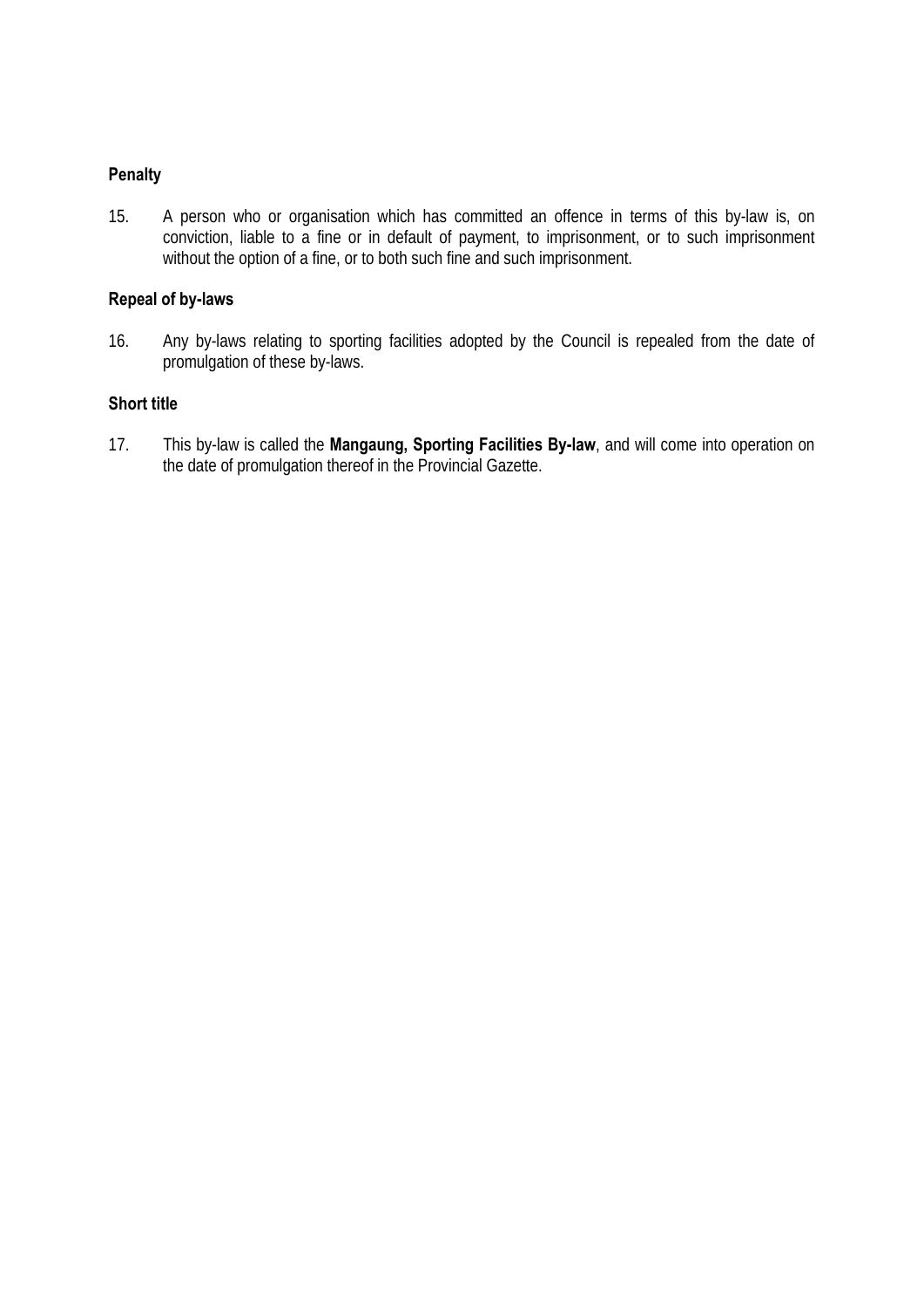### Penalty

15. A person who or organisation which has committed an offence in terms of this by-law is, on conviction, liable to a fine or in default of payment, to imprisonment, or to such imprisonment without the option of a fine, or to both such fine and such imprisonment.

### Repeal of by-laws

16. Any by-laws relating to sporting facilities adopted by the Council is repealed from the date of promulgation of these by-laws.

### Short title

17. This by-law is called the **Mangaung, Sporting Facilities By-law**, and will come into operation on the date of promulgation thereof in the Provincial Gazette.